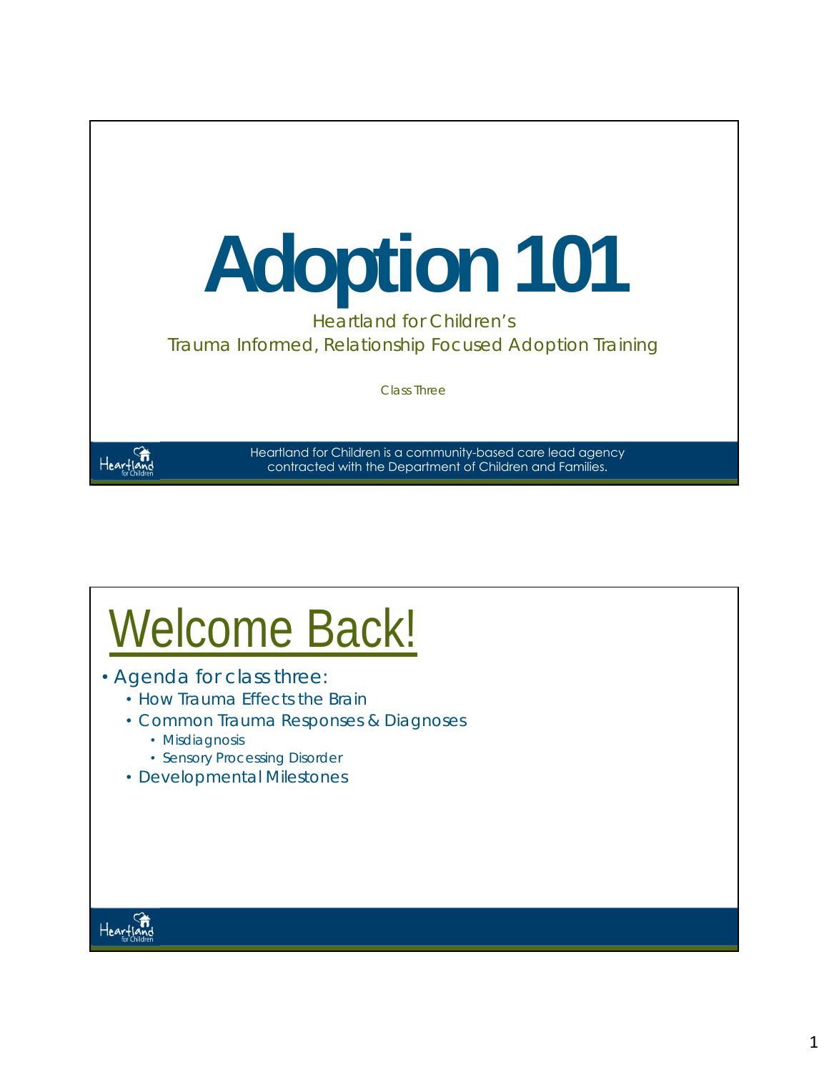# Adoption 101

Heartland for Children's
Trauma Informed, Relationship Focused Adoption Training

Class Three

Heartland for Children is a community-based care lead agency contracted with the Department of Children and Families.

## Welcome Back!

- Agenda for class three:
  - How Trauma Effects the Brain
  - Common Trauma Responses & Diagnoses
    - Misdiagnosis
    - Sensory Processing Disorder
  - Developmental Milestones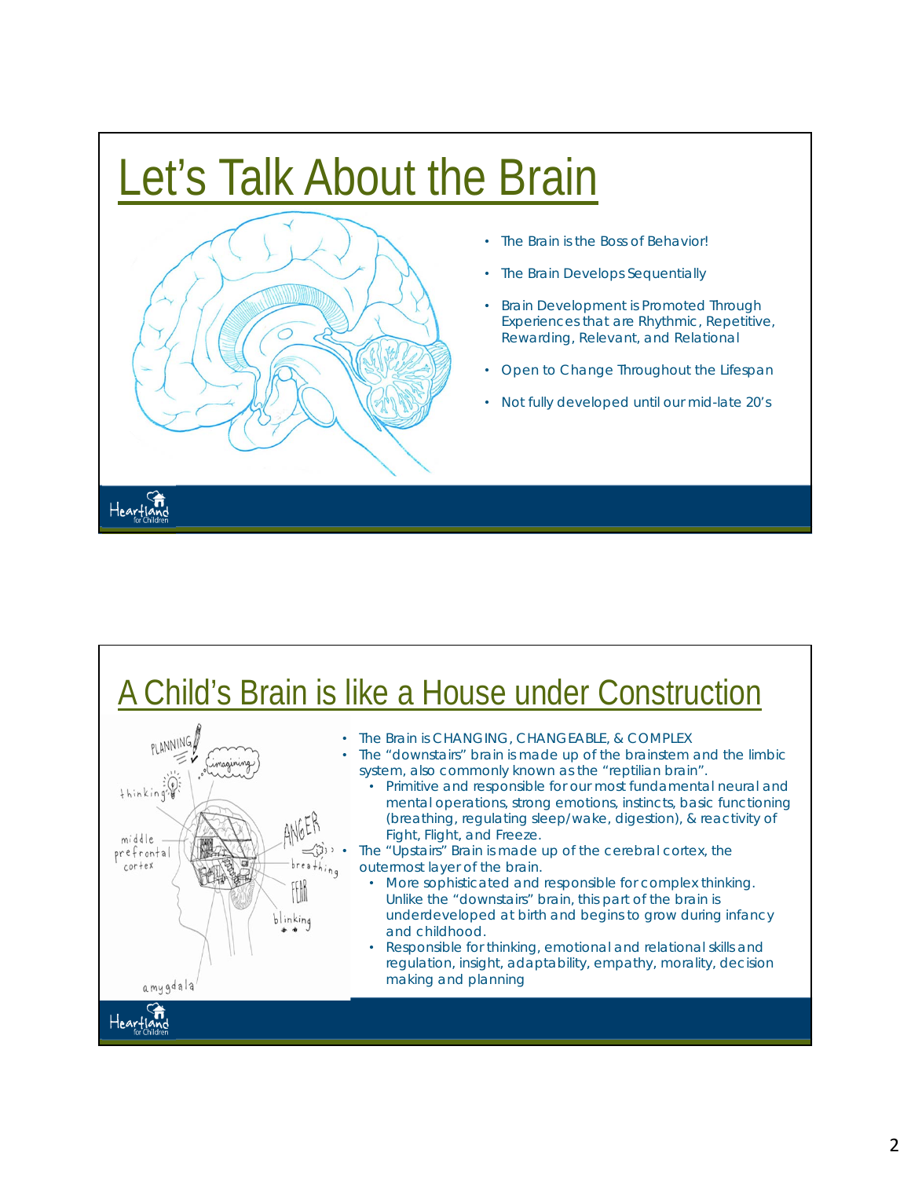# Let's Talk About the Brain

- The Brain is the Boss of Behavior!
- The Brain Develops Sequentially
- Brain Development is Promoted Through Experiences that are Rhythmic, Repetitive, Rewarding, Relevant, and Relational
- Open to Change Throughout the Lifespan
- Not fully developed until our mid-late 20's

# A Child's Brain is like a House under Construction

- The Brain is CHANGING, CHANGEABLE, & COMPLEX
- The "downstairs" brain is made up of the brainstem and the limbic system, also commonly known as the "reptilian brain".
  - Primitive and responsible for our most fundamental neural and mental operations, strong emotions, instincts, basic functioning (breathing, regulating sleep/wake, digestion), & reactivity of Fight, Flight, and Freeze.
- The "Upstairs" Brain is made up of the cerebral cortex, the outermost layer of the brain.
  - More sophisticated and responsible for complex thinking. Unlike the "downstairs" brain, this part of the brain is underdeveloped at birth and begins to grow during infancy and childhood.
  - Responsible for thinking, emotional and relational skills and regulation, insight, adaptability, empathy, morality, decision making and planning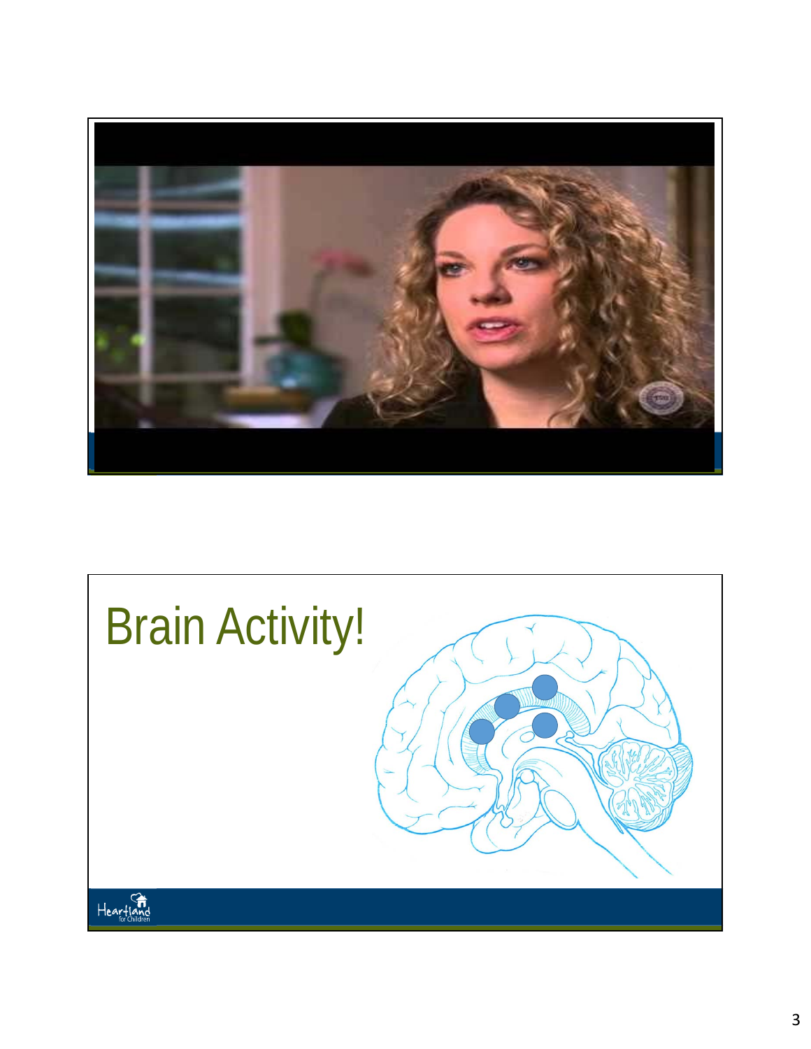# Brain Activity!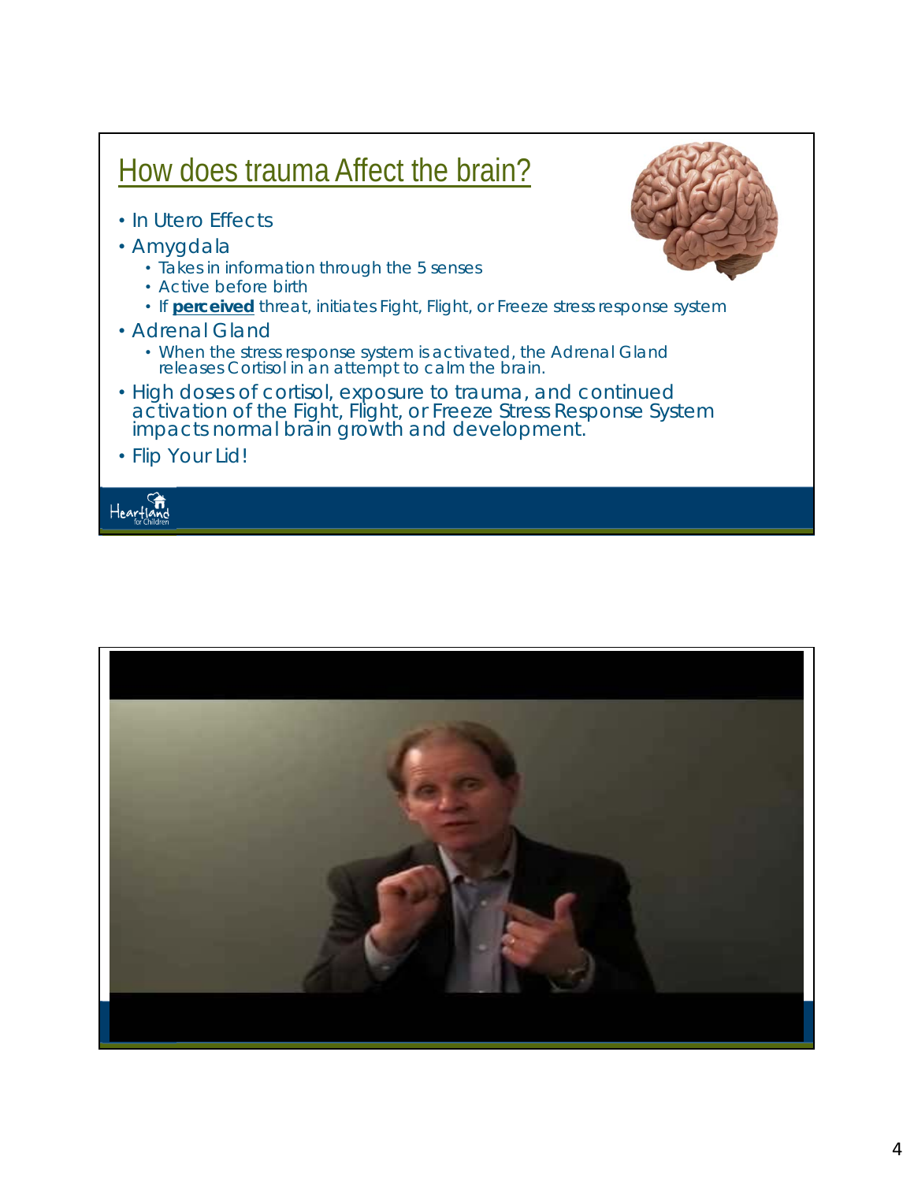## How does trauma Affect the brain?

- In Utero Effects
- Amygdala
  - Takes in information through the 5 senses
  - Active before birth
  - If **perceived** threat, initiates Fight, Flight, or Freeze stress response system
- Adrenal Gland
  - When the stress response system is activated, the Adrenal Gland releases Cortisol in an attempt to calm the brain.
- High doses of cortisol, exposure to trauma, and continued activation of the Fight, Flight, or Freeze Stress Response System impacts normal brain growth and development.
- Flip Your Lid!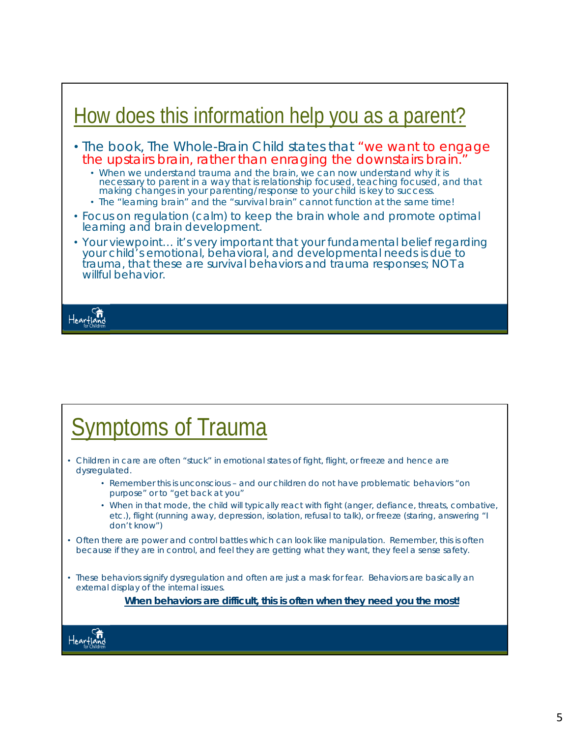## How does this information help you as a parent?

- The book, The Whole-Brain Child states that "we want to engage the upstairs brain, rather than enraging the downstairs brain."
  - When we understand trauma and the brain, we can now understand why it is necessary to parent in a way that is relationship focused, teaching focused, and that making changes in your parenting/response to your child is key to success.
  - The "learning brain" and the "survival brain" cannot function at the same time!
- Focus on regulation (calm) to keep the brain whole and promote optimal learning and brain development.
- Your viewpoint… it's very important that your fundamental belief regarding your child's emotional, behavioral, and developmental needs is due to trauma, that these are survival behaviors and trauma responses; NOT a willful behavior.

## Symptoms of Trauma

- Children in care are often "stuck" in emotional states of fight, flight, or freeze and hence are dysregulated.
  - Remember this is unconscious – and our children do not have problematic behaviors "on purpose" or to "get back at you"
  - When in that mode, the child will typically react with fight (anger, defiance, threats, combative, etc.), flight (running away, depression, isolation, refusal to talk), or freeze (staring, answering "I don't know")
- Often there are power and control battles which can look like manipulation. Remember, this is often because if they are in control, and feel they are getting what they want, they feel a sense safety.
- These behaviors signify dysregulation and often are just a mask for fear. Behaviors are basically an external display of the internal issues.

**When behaviors are difficult, this is often when they need you the most!**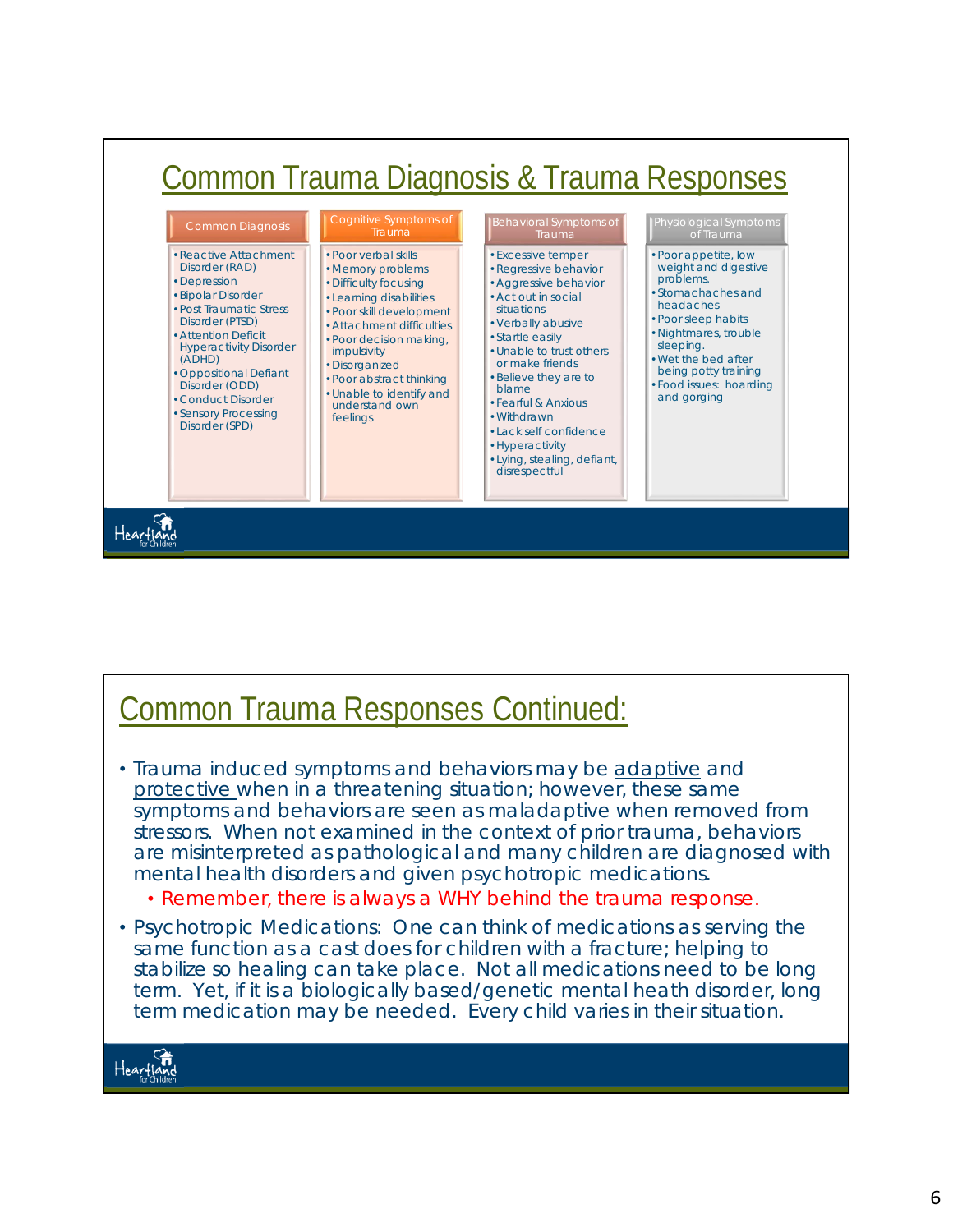# Common Trauma Diagnosis & Trauma Responses

| Common Diagnosis | Cognitive Symptoms of Trauma | Behavioral Symptoms of Trauma | Physiological Symptoms of Trauma |
|---|---|---|---|
| • Reactive Attachment Disorder (RAD)<br>• Depression<br>• Bipolar Disorder<br>• Post Traumatic Stress Disorder (PTSD)<br>• Attention Deficit Hyperactivity Disorder (ADHD)<br>• Oppositional Defiant Disorder (ODD)<br>• Conduct Disorder<br>• Sensory Processing Disorder (SPD) | • Poor verbal skills<br>• Memory problems<br>• Difficulty focusing<br>• Learning disabilities<br>• Poor skill development<br>• Attachment difficulties<br>• Poor decision making, impulsivity<br>• Disorganized<br>• Poor abstract thinking<br>• Unable to identify and understand own feelings | • Excessive temper<br>• Regressive behavior<br>• Aggressive behavior<br>• Act out in social situations<br>• Verbally abusive<br>• Startle easily<br>• Unable to trust others or make friends<br>• Believe they are to blame<br>• Fearful & Anxious<br>• Withdrawn<br>• Lack self confidence<br>• Hyperactivity<br>• Lying, stealing, defiant, disrespectful | • Poor appetite, low weight and digestive problems.<br>• Stomachaches and headaches<br>• Poor sleep habits<br>• Nightmares, trouble sleeping.<br>• Wet the bed after being potty training<br>• Food issues: hoarding and gorging |

# Common Trauma Responses Continued:

- Trauma induced symptoms and behaviors may be adaptive and protective when in a threatening situation; however, these same symptoms and behaviors are seen as maladaptive when removed from stressors. When not examined in the context of prior trauma, behaviors are misinterpreted as pathological and many children are diagnosed with mental health disorders and given psychotropic medications.
  - Remember, there is always a WHY behind the trauma response.
- Psychotropic Medications: One can think of medications as serving the same function as a cast does for children with a fracture; helping to stabilize so healing can take place. Not all medications need to be long term. Yet, if it is a biologically based/genetic mental heath disorder, long term medication may be needed. Every child varies in their situation.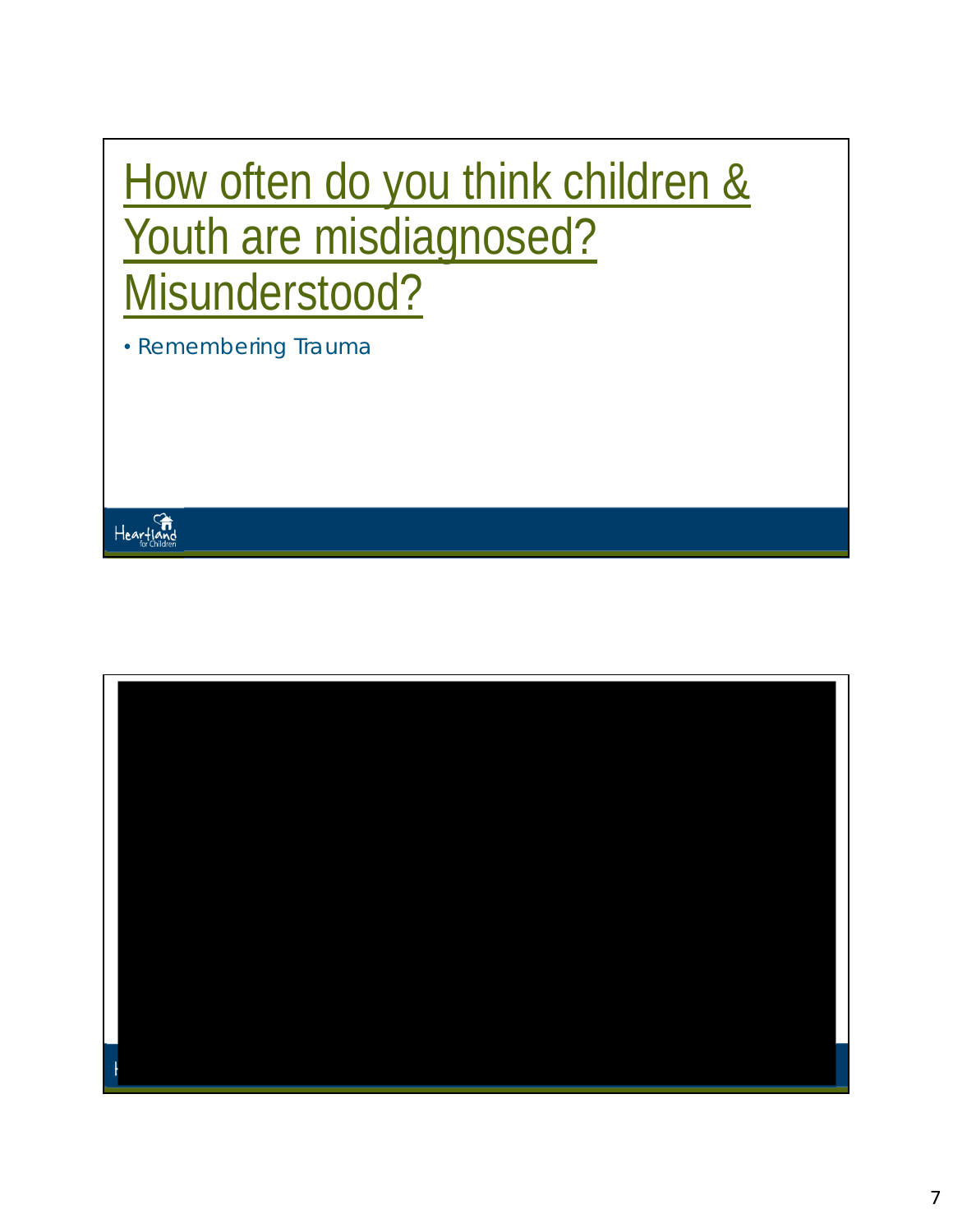# How often do you think children & Youth are misdiagnosed? Misunderstood?

- Remembering Trauma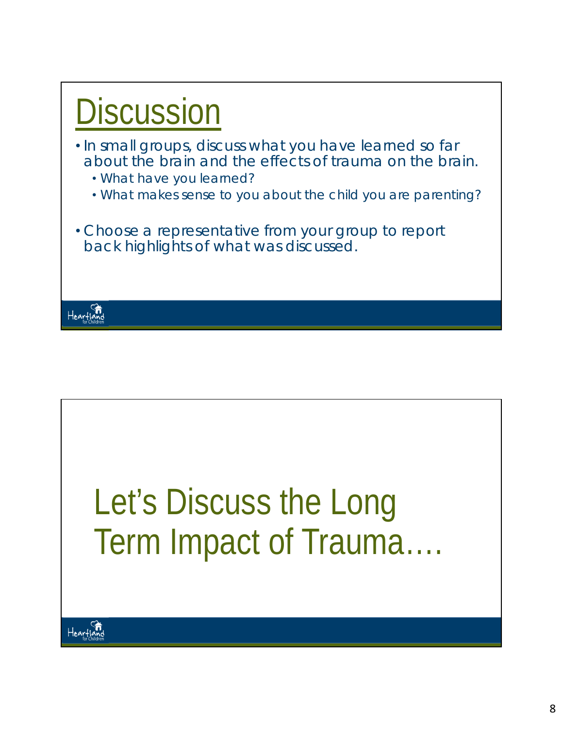# Discussion

- In small groups, discuss what you have learned so far about the brain and the effects of trauma on the brain.
  - What have you learned?
  - What makes sense to you about the child you are parenting?
- Choose a representative from your group to report back highlights of what was discussed.

Heartland for Children

# Let's Discuss the Long Term Impact of Trauma….

Heartland for Children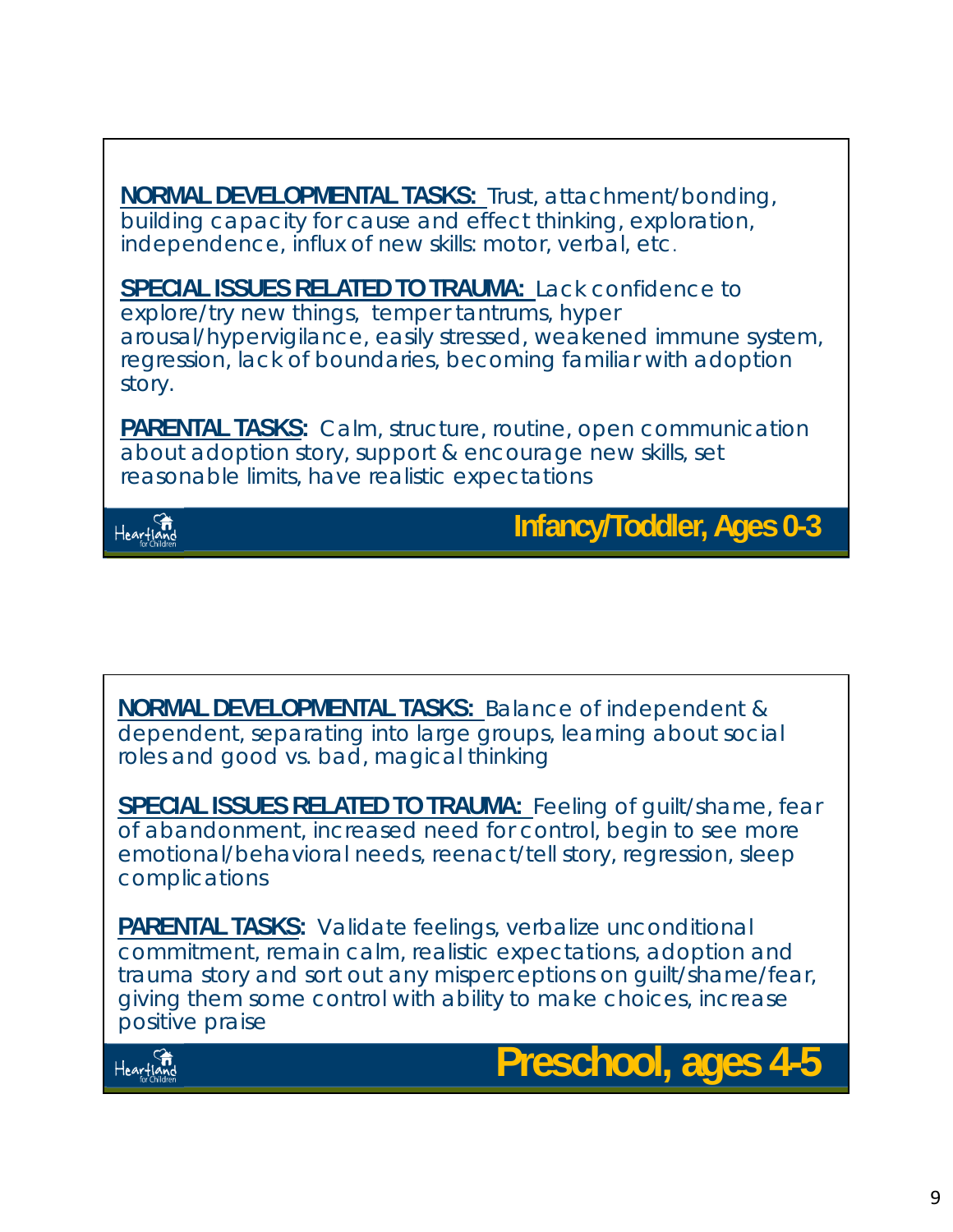## Infancy/Toddler, Ages 0-3

**NORMAL DEVELOPMENTAL TASKS:** Trust, attachment/bonding, building capacity for cause and effect thinking, exploration, independence, influx of new skills: motor, verbal, etc.

**SPECIAL ISSUES RELATED TO TRAUMA:** Lack confidence to explore/try new things, temper tantrums, hyper arousal/hypervigilance, easily stressed, weakened immune system, regression, lack of boundaries, becoming familiar with adoption story.

**PARENTAL TASKS:** Calm, structure, routine, open communication about adoption story, support & encourage new skills, set reasonable limits, have realistic expectations

## Preschool, ages 4-5

**NORMAL DEVELOPMENTAL TASKS:** Balance of independent & dependent, separating into large groups, learning about social roles and good vs. bad, magical thinking

**SPECIAL ISSUES RELATED TO TRAUMA:** Feeling of guilt/shame, fear of abandonment, increased need for control, begin to see more emotional/behavioral needs, reenact/tell story, regression, sleep complications

**PARENTAL TASKS:** Validate feelings, verbalize unconditional commitment, remain calm, realistic expectations, adoption and trauma story and sort out any misperceptions on guilt/shame/fear, giving them some control with ability to make choices, increase positive praise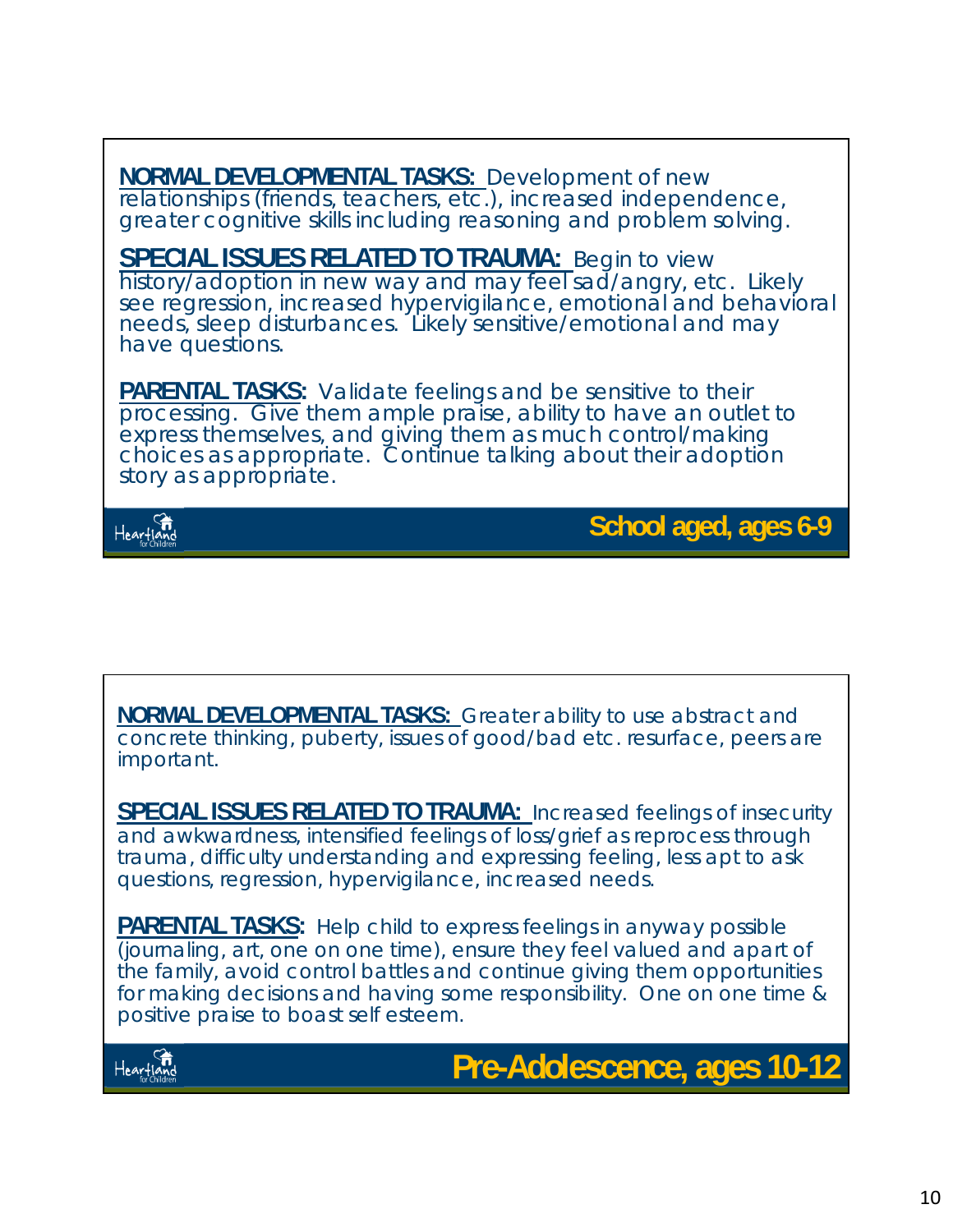## School aged, ages 6-9

**NORMAL DEVELOPMENTAL TASKS:** Development of new relationships (friends, teachers, etc.), increased independence, greater cognitive skills including reasoning and problem solving.

**SPECIAL ISSUES RELATED TO TRAUMA:** Begin to view history/adoption in new way and may feel sad/angry, etc. Likely see regression, increased hypervigilance, emotional and behavioral needs, sleep disturbances. Likely sensitive/emotional and may have questions.

**PARENTAL TASKS:** Validate feelings and be sensitive to their processing. Give them ample praise, ability to have an outlet to express themselves, and giving them as much control/making choices as appropriate. Continue talking about their adoption story as appropriate.

Heartland for Children

## Pre-Adolescence, ages 10-12

**NORMAL DEVELOPMENTAL TASKS:** Greater ability to use abstract and concrete thinking, puberty, issues of good/bad etc. resurface, peers are important.

**SPECIAL ISSUES RELATED TO TRAUMA:** Increased feelings of insecurity and awkwardness, intensified feelings of loss/grief as reprocess through trauma, difficulty understanding and expressing feeling, less apt to ask questions, regression, hypervigilance, increased needs.

**PARENTAL TASKS:** Help child to express feelings in anyway possible (journaling, art, one on one time), ensure they feel valued and apart of the family, avoid control battles and continue giving them opportunities for making decisions and having some responsibility. One on one time & positive praise to boast self esteem.

Heartland for Children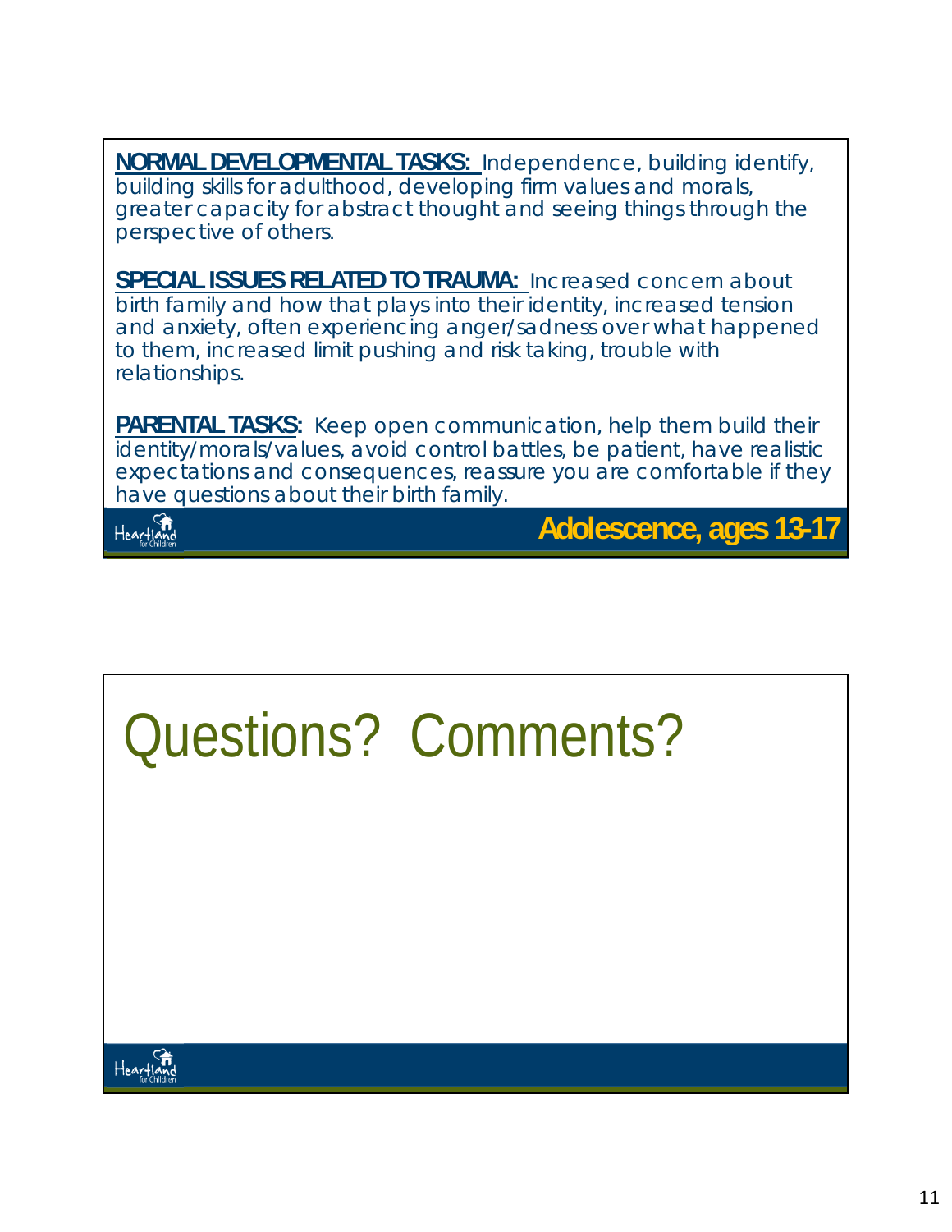## Adolescence, ages 13-17

**NORMAL DEVELOPMENTAL TASKS:** Independence, building identify, building skills for adulthood, developing firm values and morals, greater capacity for abstract thought and seeing things through the perspective of others.

**SPECIAL ISSUES RELATED TO TRAUMA:** Increased concern about birth family and how that plays into their identity, increased tension and anxiety, often experiencing anger/sadness over what happened to them, increased limit pushing and risk taking, trouble with relationships.

**PARENTAL TASKS:** Keep open communication, help them build their identity/morals/values, avoid control battles, be patient, have realistic expectations and consequences, reassure you are comfortable if they have questions about their birth family.

Heartland for Children

# Questions? Comments?

Heartland for Children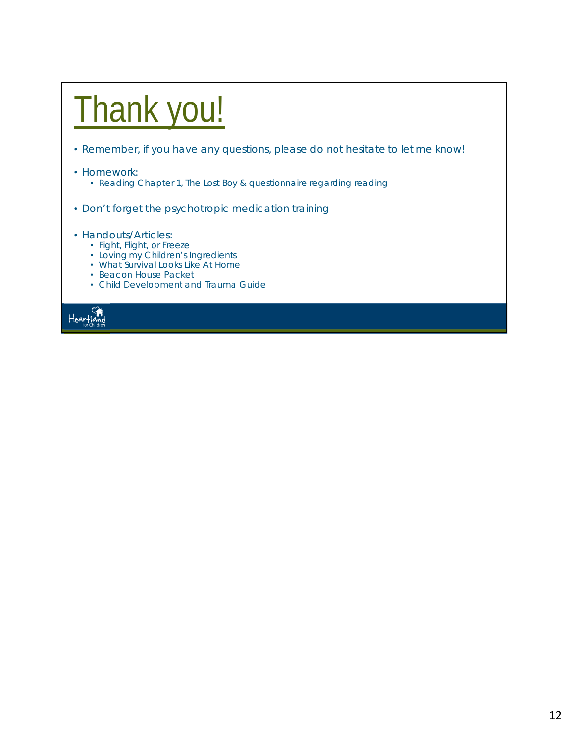# Thank you!

- Remember, if you have any questions, please do not hesitate to let me know!
- Homework:
  - Reading Chapter 1, The Lost Boy & questionnaire regarding reading
- Don't forget the psychotropic medication training
- Handouts/Articles:
  - Fight, Flight, or Freeze
  - Loving my Children's Ingredients
  - What Survival Looks Like At Home
  - Beacon House Packet
  - Child Development and Trauma Guide

Heartland for Children